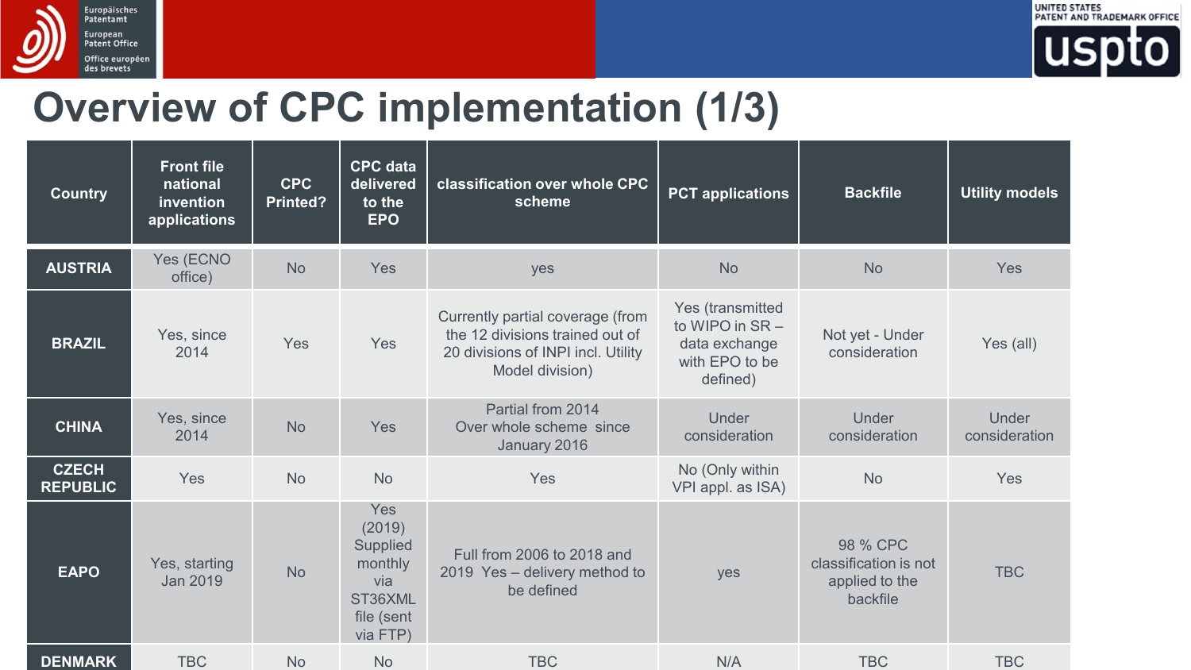# Overview of CPC implementation (1/3)

| Country | Front file national invention applications | CPC Printed? | CPC data delivered to the EPO | classification over whole CPC scheme | PCT applications | Backfile | Utility models |
|---|---|---|---|---|---|---|---|
| AUSTRIA | Yes (ECNO office) | No | Yes | yes | No | No | Yes |
| BRAZIL | Yes, since 2014 | Yes | Yes | Currently partial coverage (from the 12 divisions trained out of 20 divisions of INPI incl. Utility Model division) | Yes (transmitted to WIPO in SR – data exchange with EPO to be defined) | Not yet - Under consideration | Yes (all) |
| CHINA | Yes, since 2014 | No | Yes | Partial from 2014 Over whole scheme since January 2016 | Under consideration | Under consideration | Under consideration |
| CZECH REPUBLIC | Yes | No | No | Yes | No (Only within VPI appl. as ISA) | No | Yes |
| EAPO | Yes, starting Jan 2019 | No | Yes (2019) Supplied monthly via ST36XML file (sent via FTP) | Full from 2006 to 2018 and 2019 Yes – delivery method to be defined | yes | 98 % CPC classification is not applied to the backfile | TBC |
| DENMARK | TBC | No | No | TBC | N/A | TBC | TBC |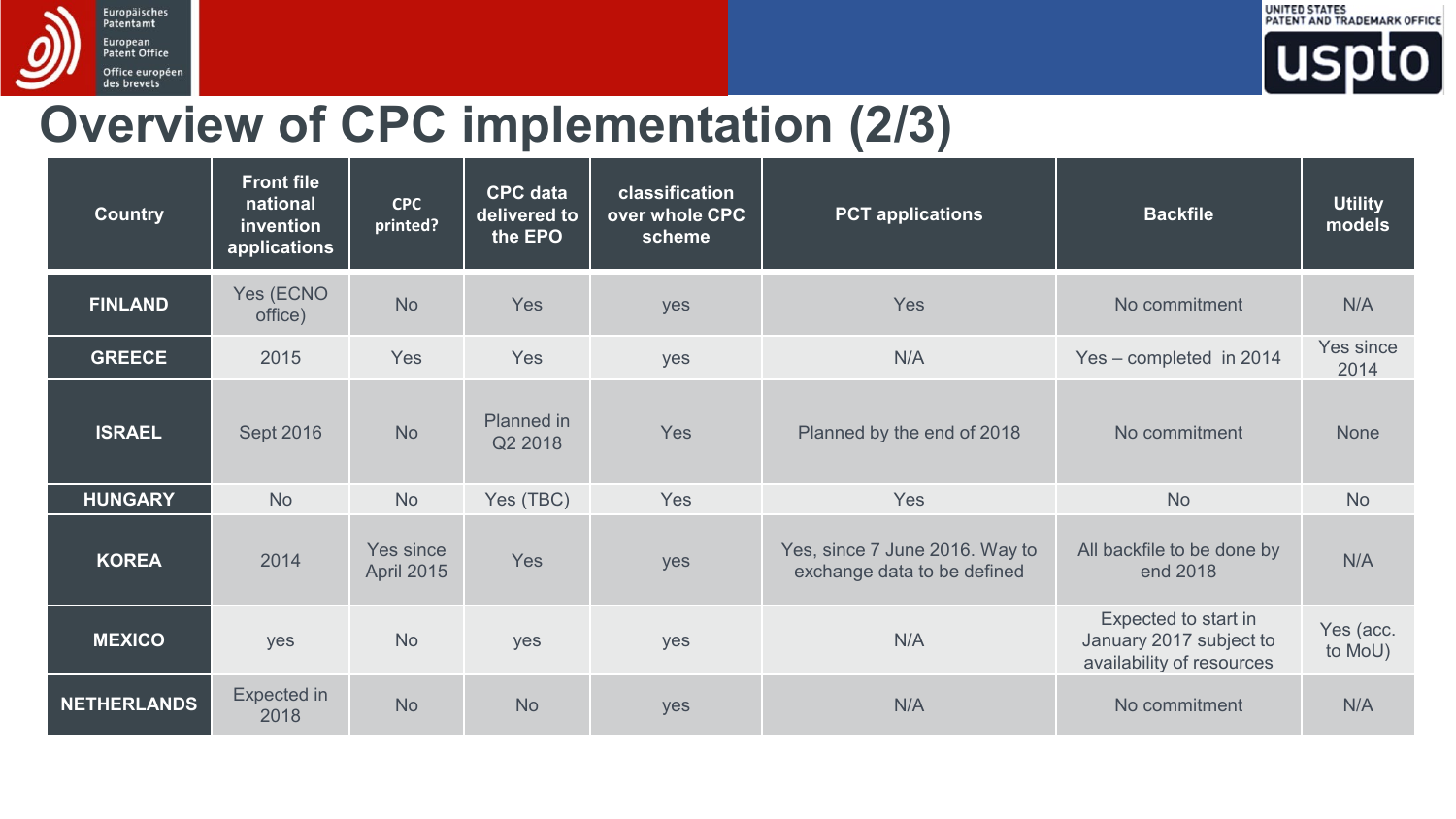# Overview of CPC implementation (2/3)

| Country | Front file national invention applications | CPC printed? | CPC data delivered to the EPO | classification over whole CPC scheme | PCT applications | Backfile | Utility models |
|---|---|---|---|---|---|---|---|
| **FINLAND** | Yes (ECNO office) | No | Yes | yes | Yes | No commitment | N/A |
| **GREECE** | 2015 | Yes | Yes | yes | N/A | Yes – completed in 2014 | Yes since 2014 |
| **ISRAEL** | Sept 2016 | No | Planned in Q2 2018 | Yes | Planned by the end of 2018 | No commitment | None |
| **HUNGARY** | No | No | Yes (TBC) | Yes | Yes | No | No |
| **KOREA** | 2014 | Yes since April 2015 | Yes | yes | Yes, since 7 June 2016. Way to exchange data to be defined | All backfile to be done by end 2018 | N/A |
| **MEXICO** | yes | No | yes | yes | N/A | Expected to start in January 2017 subject to availability of resources | Yes (acc. to MoU) |
| **NETHERLANDS** | Expected in 2018 | No | No | yes | N/A | No commitment | N/A |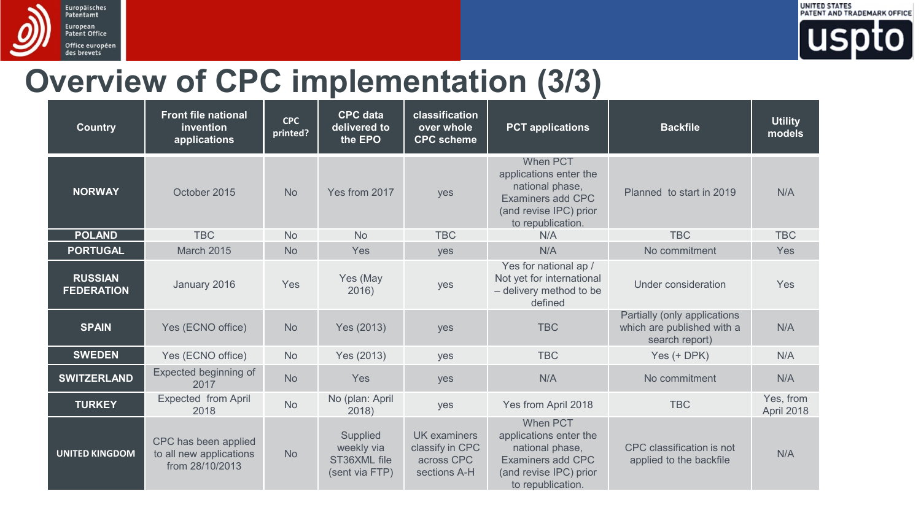# Overview of CPC implementation (3/3)

| Country | Front file national invention applications | CPC printed? | CPC data delivered to the EPO | classification over whole CPC scheme | PCT applications | Backfile | Utility models |
|---|---|---|---|---|---|---|---|
| NORWAY | October 2015 | No | Yes from 2017 | yes | When PCT applications enter the national phase, Examiners add CPC (and revise IPC) prior to republication. | Planned to start in 2019 | N/A |
| POLAND | TBC | No | No | TBC | N/A | TBC | TBC |
| PORTUGAL | March 2015 | No | Yes | yes | N/A | No commitment | Yes |
| RUSSIAN FEDERATION | January 2016 | Yes | Yes (May 2016) | yes | Yes for national ap / Not yet for international – delivery method to be defined | Under consideration | Yes |
| SPAIN | Yes (ECNO office) | No | Yes (2013) | yes | TBC | Partially (only applications which are published with a search report) | N/A |
| SWEDEN | Yes (ECNO office) | No | Yes (2013) | yes | TBC | Yes (+ DPK) | N/A |
| SWITZERLAND | Expected beginning of 2017 | No | Yes | yes | N/A | No commitment | N/A |
| TURKEY | Expected from April 2018 | No | No (plan: April 2018) | yes | Yes from April 2018 | TBC | Yes, from April 2018 |
| UNITED KINGDOM | CPC has been applied to all new applications from 28/10/2013 | No | Supplied weekly via ST36XML file (sent via FTP) | UK examiners classify in CPC across CPC sections A-H | When PCT applications enter the national phase, Examiners add CPC (and revise IPC) prior to republication. | CPC classification is not applied to the backfile | N/A |